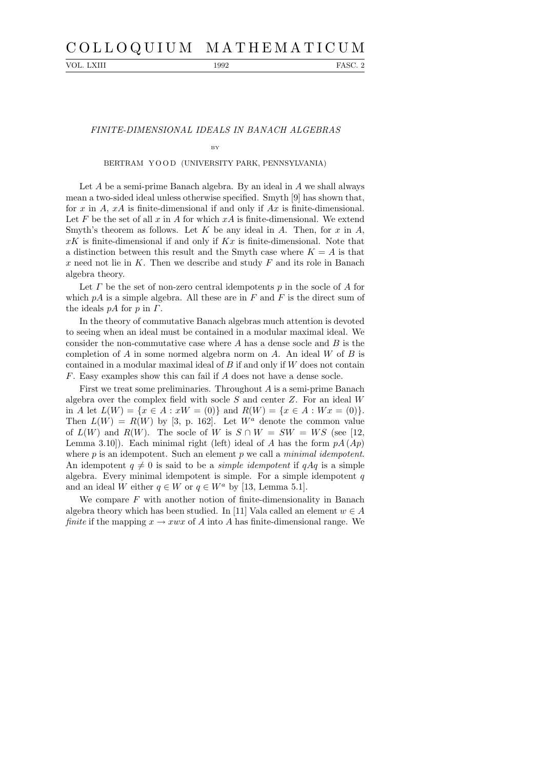# FINITE-DIMENSIONAL IDEALS IN BANACH ALGEBRAS

BY

BERTRAM YOOD (UNIVERSITY PARK, PENNSYLVANIA)

Let $A$ be a semi-prime Banach algebra. By an ideal in $A$ we shall always mean a two-sided ideal unless otherwise specified. Smyth [9] has shown that, for $x$ in $A$, $xA$ is finite-dimensional if and only if $Ax$ is finite-dimensional. Let $F$ be the set of all $x$ in $A$ for which $xA$ is finite-dimensional. We extend Smyth's theorem as follows. Let $K$ be any ideal in $A$. Then, for $x$ in $A$, $xK$ is finite-dimensional if and only if $Kx$ is finite-dimensional. Note that a distinction between this result and the Smyth case where $K = A$ is that $x$ need not lie in $K$. Then we describe and study $F$ and its role in Banach algebra theory.

Let $\Gamma$ be the set of non-zero central idempotents $p$ in the socle of $A$ for which $pA$ is a simple algebra. All these are in $F$ and $F$ is the direct sum of the ideals $pA$ for $p$ in $\Gamma$.

In the theory of commutative Banach algebras much attention is devoted to seeing when an ideal must be contained in a modular maximal ideal. We consider the non-commutative case where $A$ has a dense socle and $B$ is the completion of $A$ in some normed algebra norm on $A$. An ideal $W$ of $B$ is contained in a modular maximal ideal of $B$ if and only if $W$ does not contain $F$. Easy examples show this can fail if $A$ does not have a dense socle.

First we treat some preliminaries. Throughout $A$ is a semi-prime Banach algebra over the complex field with socle $S$ and center $Z$. For an ideal $W$ in $A$ let $L(W) = \{x \in A : xW = (0)\}$ and $R(W) = \{x \in A : Wx = (0)\}$. Then $L(W) = R(W)$ by [3, p. 162]. Let $W^a$ denote the common value of $L(W)$ and $R(W)$. The socle of $W$ is $S \cap W = SW = WS$ (see [12, Lemma 3.10]). Each minimal right (left) ideal of $A$ has the form $pA$ ($Ap$) where $p$ is an idempotent. Such an element $p$ we call a *minimal idempotent*. An idempotent $q \neq 0$ is said to be a *simple idempotent* if $qAq$ is a simple algebra. Every minimal idempotent is simple. For a simple idempotent $q$ and an ideal $W$ either $q \in W$ or $q \in W^a$ by [13, Lemma 5.1].

We compare $F$ with another notion of finite-dimensionality in Banach algebra theory which has been studied. In [11] Vala called an element $w \in A$ *finite* if the mapping $x \to xwx$ of $A$ into $A$ has finite-dimensional range. We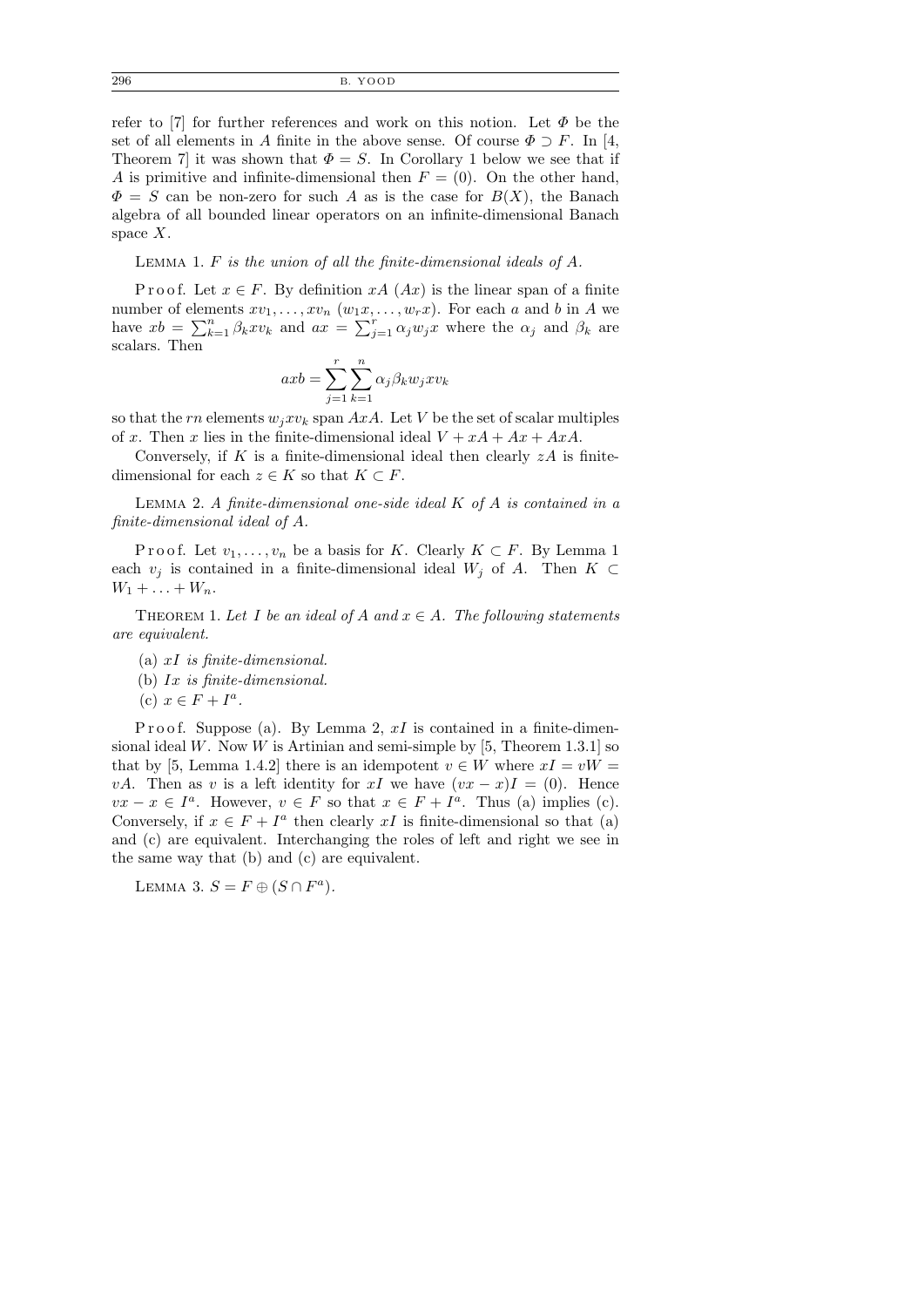refer to [7] for further references and work on this notion. Let $\Phi$ be the set of all elements in $A$ finite in the above sense. Of course $\Phi \supset F$. In [4, Theorem 7] it was shown that $\Phi = S$. In Corollary 1 below we see that if $A$ is primitive and infinite-dimensional then $F = (0)$. On the other hand, $\Phi = S$ can be non-zero for such $A$ as is the case for $B(X)$, the Banach algebra of all bounded linear operators on an infinite-dimensional Banach space $X$.

Lemma 1. *$F$ is the union of all the finite-dimensional ideals of $A$.*

Proof. Let $x \in F$. By definition $xA$ ($Ax$) is the linear span of a finite number of elements $xv_1, \ldots, xv_n$ ($w_1x, \ldots, w_rx$). For each $a$ and $b$ in $A$ we have $xb = \sum_{k=1}^{n} \beta_k xv_k$ and $ax = \sum_{j=1}^{r} \alpha_j w_j x$ where the $\alpha_j$ and $\beta_k$ are scalars. Then

$$axb = \sum_{j=1}^{r} \sum_{k=1}^{n} \alpha_j \beta_k w_j x v_k$$

so that the $rn$ elements $w_j x v_k$ span $AxA$. Let $V$ be the set of scalar multiples of $x$. Then $x$ lies in the finite-dimensional ideal $V + xA + Ax + AxA$.

Conversely, if $K$ is a finite-dimensional ideal then clearly $zA$ is finite-dimensional for each $z \in K$ so that $K \subset F$.

Lemma 2. *A finite-dimensional one-side ideal $K$ of $A$ is contained in a finite-dimensional ideal of $A$.*

Proof. Let $v_1, \ldots, v_n$ be a basis for $K$. Clearly $K \subset F$. By Lemma 1 each $v_j$ is contained in a finite-dimensional ideal $W_j$ of $A$. Then $K \subset W_1 + \ldots + W_n$.

Theorem 1. *Let $I$ be an ideal of $A$ and $x \in A$. The following statements are equivalent.*

(a) *$xI$ is finite-dimensional.*

(b) *$Ix$ is finite-dimensional.*

(c) *$x \in F + I^a$.*

Proof. Suppose (a). By Lemma 2, $xI$ is contained in a finite-dimensional ideal $W$. Now $W$ is Artinian and semi-simple by [5, Theorem 1.3.1] so that by [5, Lemma 1.4.2] there is an idempotent $v \in W$ where $xI = vW = vA$. Then as $v$ is a left identity for $xI$ we have $(vx - x)I = (0)$. Hence $vx - x \in I^a$. However, $v \in F$ so that $x \in F + I^a$. Thus (a) implies (c). Conversely, if $x \in F + I^a$ then clearly $xI$ is finite-dimensional so that (a) and (c) are equivalent. Interchanging the roles of left and right we see in the same way that (b) and (c) are equivalent.

Lemma 3. $S = F \oplus (S \cap F^a)$.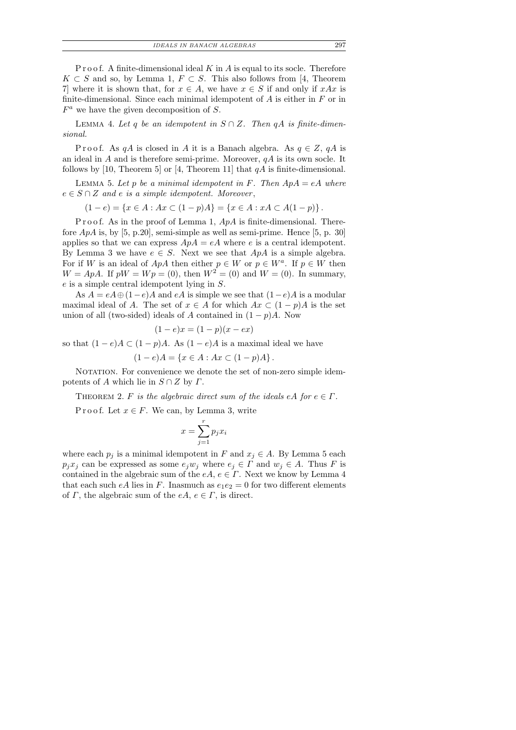Proof. A finite-dimensional ideal $K$ in $A$ is equal to its socle. Therefore $K \subset S$ and so, by Lemma 1, $F \subset S$. This also follows from [4, Theorem 7] where it is shown that, for $x \in A$, we have $x \in S$ if and only if $xAx$ is finite-dimensional. Since each minimal idempotent of $A$ is either in $F$ or in $F^a$ we have the given decomposition of $S$.

Lemma 4. *Let $q$ be an idempotent in $S \cap Z$. Then $qA$ is finite-dimensional.*

Proof. As $qA$ is closed in $A$ it is a Banach algebra. As $q \in Z$, $qA$ is an ideal in $A$ and is therefore semi-prime. Moreover, $qA$ is its own socle. It follows by [10, Theorem 5] or [4, Theorem 11] that $qA$ is finite-dimensional.

Lemma 5. *Let $p$ be a minimal idempotent in $F$. Then $ApA = eA$ where $e \in S \cap Z$ and $e$ is a simple idempotent. Moreover*,

$$(1-e) = \{x \in A : Ax \subset (1-p)A\} = \{x \in A : xA \subset A(1-p)\}.$$

Proof. As in the proof of Lemma 1, $ApA$ is finite-dimensional. Therefore $ApA$ is, by [5, p.20], semi-simple as well as semi-prime. Hence [5, p. 30] applies so that we can express $ApA = eA$ where $e$ is a central idempotent. By Lemma 3 we have $e \in S$. Next we see that $ApA$ is a simple algebra. For if $W$ is an ideal of $ApA$ then either $p \in W$ or $p \in W^a$. If $p \in W$ then $W = ApA$. If $pW = Wp = (0)$, then $W^2 = (0)$ and $W = (0)$. In summary, $e$ is a simple central idempotent lying in $S$.

As $A = eA \oplus (1-e)A$ and $eA$ is simple we see that $(1-e)A$ is a modular maximal ideal of $A$. The set of $x \in A$ for which $Ax \subset (1-p)A$ is the set union of all (two-sided) ideals of $A$ contained in $(1-p)A$. Now

$$(1-e)x = (1-p)(x - ex)$$

so that $(1-e)A \subset (1-p)A$. As $(1-e)A$ is a maximal ideal we have

$$(1-e)A = \{x \in A : Ax \subset (1-p)A\}.$$

Notation. For convenience we denote the set of non-zero simple idempotents of $A$ which lie in $S \cap Z$ by $\Gamma$.

Theorem 2. *$F$ is the algebraic direct sum of the ideals $eA$ for $e \in \Gamma$.*

Proof. Let $x \in F$. We can, by Lemma 3, write

$$x = \sum_{j=1}^{r} p_j x_i$$

where each $p_j$ is a minimal idempotent in $F$ and $x_j \in A$. By Lemma 5 each $p_j x_j$ can be expressed as some $e_j w_j$ where $e_j \in \Gamma$ and $w_j \in A$. Thus $F$ is contained in the algebraic sum of the $eA$, $e \in \Gamma$. Next we know by Lemma 4 that each such $eA$ lies in $F$. Inasmuch as $e_1 e_2 = 0$ for two different elements of $\Gamma$, the algebraic sum of the $eA$, $e \in \Gamma$, is direct.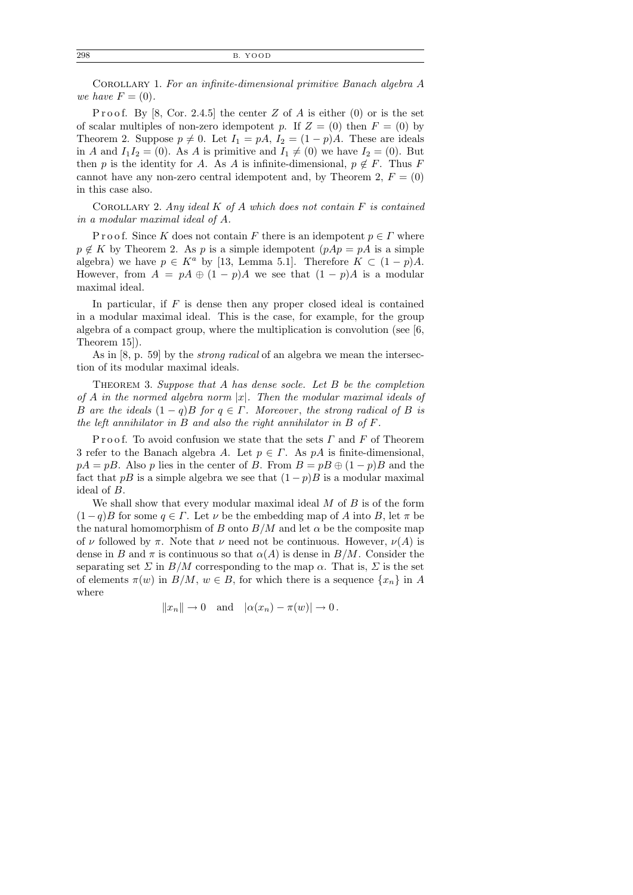Corollary 1. *For an infinite-dimensional primitive Banach algebra $A$ we have $F = (0)$.*

Proof. By [8, Cor. 2.4.5] the center $Z$ of $A$ is either $(0)$ or is the set of scalar multiples of non-zero idempotent $p$. If $Z = (0)$ then $F = (0)$ by Theorem 2. Suppose $p \neq 0$. Let $I_1 = pA$, $I_2 = (1-p)A$. These are ideals in $A$ and $I_1 I_2 = (0)$. As $A$ is primitive and $I_1 \neq (0)$ we have $I_2 = (0)$. But then $p$ is the identity for $A$. As $A$ is infinite-dimensional, $p \notin F$. Thus $F$ cannot have any non-zero central idempotent and, by Theorem 2, $F = (0)$ in this case also.

Corollary 2. *Any ideal $K$ of $A$ which does not contain $F$ is contained in a modular maximal ideal of $A$.*

Proof. Since $K$ does not contain $F$ there is an idempotent $p \in \Gamma$ where $p \notin K$ by Theorem 2. As $p$ is a simple idempotent ($pAp = pA$ is a simple algebra) we have $p \in K^a$ by [13, Lemma 5.1]. Therefore $K \subset (1-p)A$. However, from $A = pA \oplus (1-p)A$ we see that $(1-p)A$ is a modular maximal ideal.

In particular, if $F$ is dense then any proper closed ideal is contained in a modular maximal ideal. This is the case, for example, for the group algebra of a compact group, where the multiplication is convolution (see [6, Theorem 15]).

As in [8, p. 59] by the *strong radical* of an algebra we mean the intersection of its modular maximal ideals.

Theorem 3. *Suppose that $A$ has dense socle. Let $B$ be the completion of $A$ in the normed algebra norm $|x|$. Then the modular maximal ideals of $B$ are the ideals $(1-q)B$ for $q \in \Gamma$. Moreover, the strong radical of $B$ is the left annihilator in $B$ and also the right annihilator in $B$ of $F$.*

Proof. To avoid confusion we state that the sets $\Gamma$ and $F$ of Theorem 3 refer to the Banach algebra $A$. Let $p \in \Gamma$. As $pA$ is finite-dimensional, $pA = pB$. Also $p$ lies in the center of $B$. From $B = pB \oplus (1-p)B$ and the fact that $pB$ is a simple algebra we see that $(1-p)B$ is a modular maximal ideal of $B$.

We shall show that every modular maximal ideal $M$ of $B$ is of the form $(1-q)B$ for some $q \in \Gamma$. Let $\nu$ be the embedding map of $A$ into $B$, let $\pi$ be the natural homomorphism of $B$ onto $B/M$ and let $\alpha$ be the composite map of $\nu$ followed by $\pi$. Note that $\nu$ need not be continuous. However, $\nu(A)$ is dense in $B$ and $\pi$ is continuous so that $\alpha(A)$ is dense in $B/M$. Consider the separating set $\Sigma$ in $B/M$ corresponding to the map $\alpha$. That is, $\Sigma$ is the set of elements $\pi(w)$ in $B/M$, $w \in B$, for which there is a sequence $\{x_n\}$ in $A$ where

$$\|x_n\| \to 0 \quad \text{and} \quad |\alpha(x_n) - \pi(w)| \to 0 .$$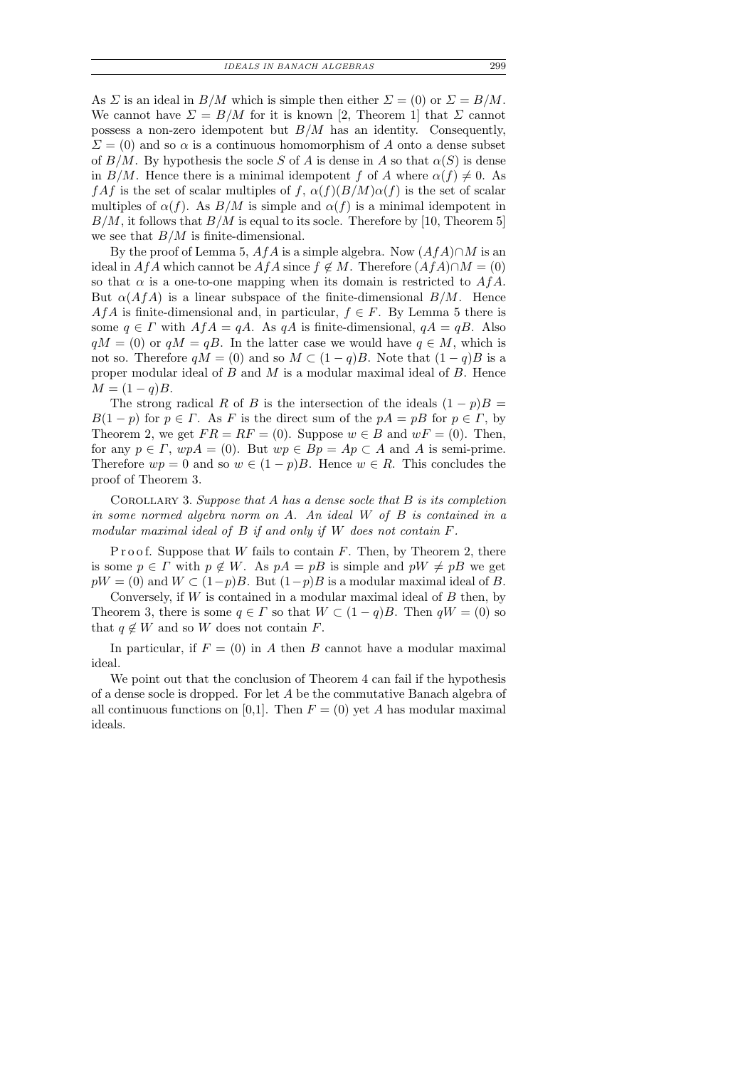As $\Sigma$ is an ideal in $B/M$ which is simple then either $\Sigma = (0)$ or $\Sigma = B/M$. We cannot have $\Sigma = B/M$ for it is known [2, Theorem 1] that $\Sigma$ cannot possess a non-zero idempotent but $B/M$ has an identity. Consequently, $\Sigma = (0)$ and so $\alpha$ is a continuous homomorphism of $A$ onto a dense subset of $B/M$. By hypothesis the socle $S$ of $A$ is dense in $A$ so that $\alpha(S)$ is dense in $B/M$. Hence there is a minimal idempotent $f$ of $A$ where $\alpha(f) \neq 0$. As $fAf$ is the set of scalar multiples of $f$, $\alpha(f)(B/M)\alpha(f)$ is the set of scalar multiples of $\alpha(f)$. As $B/M$ is simple and $\alpha(f)$ is a minimal idempotent in $B/M$, it follows that $B/M$ is equal to its socle. Therefore by [10, Theorem 5] we see that $B/M$ is finite-dimensional.

By the proof of Lemma 5, $AfA$ is a simple algebra. Now $(AfA) \cap M$ is an ideal in $AfA$ which cannot be $AfA$ since $f \notin M$. Therefore $(AfA) \cap M = (0)$ so that $\alpha$ is a one-to-one mapping when its domain is restricted to $AfA$. But $\alpha(AfA)$ is a linear subspace of the finite-dimensional $B/M$. Hence $AfA$ is finite-dimensional and, in particular, $f \in F$. By Lemma 5 there is some $q \in \Gamma$ with $AfA = qA$. As $qA$ is finite-dimensional, $qA = qB$. Also $qM = (0)$ or $qM = qB$. In the latter case we would have $q \in M$, which is not so. Therefore $qM = (0)$ and so $M \subset (1-q)B$. Note that $(1-q)B$ is a proper modular ideal of $B$ and $M$ is a modular maximal ideal of $B$. Hence $M = (1-q)B$.

The strong radical $R$ of $B$ is the intersection of the ideals $(1-p)B = B(1-p)$ for $p \in \Gamma$. As $F$ is the direct sum of the $pA = pB$ for $p \in \Gamma$, by Theorem 2, we get $FR = RF = (0)$. Suppose $w \in B$ and $wF = (0)$. Then, for any $p \in \Gamma$, $wpA = (0)$. But $wp \in Bp = Ap \subset A$ and $A$ is semi-prime. Therefore $wp = 0$ and so $w \in (1-p)B$. Hence $w \in R$. This concludes the proof of Theorem 3.

Corollary 3. *Suppose that $A$ has a dense socle that $B$ is its completion in some normed algebra norm on $A$. An ideal $W$ of $B$ is contained in a modular maximal ideal of $B$ if and only if $W$ does not contain $F$.*

Proof. Suppose that $W$ fails to contain $F$. Then, by Theorem 2, there is some $p \in \Gamma$ with $p \notin W$. As $pA = pB$ is simple and $pW \neq pB$ we get $pW = (0)$ and $W \subset (1-p)B$. But $(1-p)B$ is a modular maximal ideal of $B$.

Conversely, if $W$ is contained in a modular maximal ideal of $B$ then, by Theorem 3, there is some $q \in \Gamma$ so that $W \subset (1-q)B$. Then $qW = (0)$ so that $q \notin W$ and so $W$ does not contain $F$.

In particular, if $F = (0)$ in $A$ then $B$ cannot have a modular maximal ideal.

We point out that the conclusion of Theorem 4 can fail if the hypothesis of a dense socle is dropped. For let $A$ be the commutative Banach algebra of all continuous functions on [0,1]. Then $F = (0)$ yet $A$ has modular maximal ideals.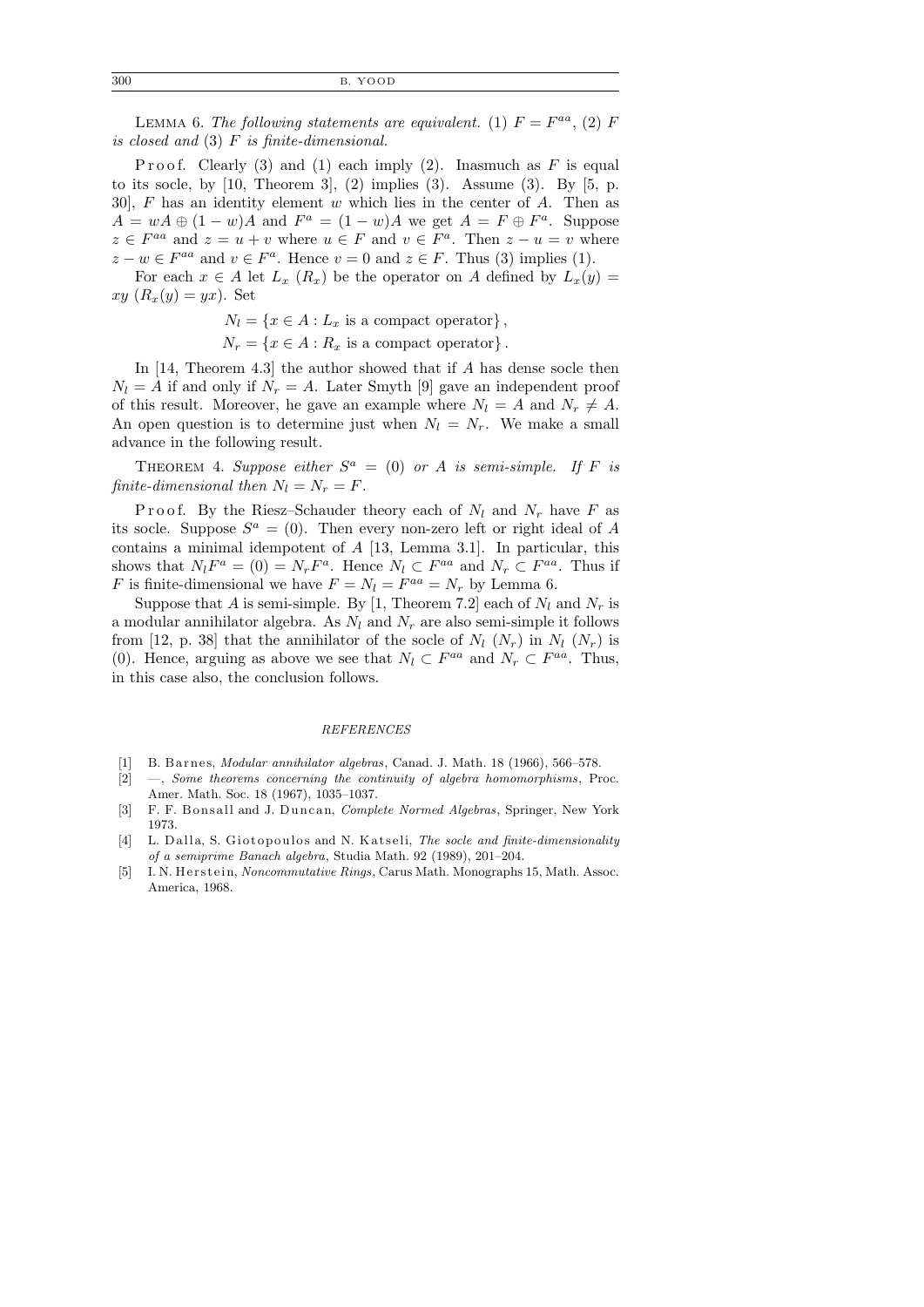LEMMA 6. *The following statements are equivalent.* (1) $F = F^{aa}$, (2) $F$ *is closed and* (3) $F$ *is finite-dimensional.*

Proof. Clearly (3) and (1) each imply (2). Inasmuch as $F$ is equal to its socle, by [10, Theorem 3], (2) implies (3). Assume (3). By [5, p. 30], $F$ has an identity element $w$ which lies in the center of $A$. Then as $A = wA \oplus (1-w)A$ and $F^a = (1-w)A$ we get $A = F \oplus F^a$. Suppose $z \in F^{aa}$ and $z = u + v$ where $u \in F$ and $v \in F^a$. Then $z - u = v$ where $z - w \in F^{aa}$ and $v \in F^a$. Hence $v = 0$ and $z \in F$. Thus (3) implies (1).

For each $x \in A$ let $L_x$ ($R_x$) be the operator on $A$ defined by $L_x(y) = xy$ ($R_x(y) = yx$). Set

$$N_l = \{x \in A : L_x \text{ is a compact operator}\},$$
$$N_r = \{x \in A : R_x \text{ is a compact operator}\}.$$

In [14, Theorem 4.3] the author showed that if $A$ has dense socle then $N_l = A$ if and only if $N_r = A$. Later Smyth [9] gave an independent proof of this result. Moreover, he gave an example where $N_l = A$ and $N_r \neq A$. An open question is to determine just when $N_l = N_r$. We make a small advance in the following result.

THEOREM 4. *Suppose either* $S^a = (0)$ *or* $A$ *is semi-simple. If* $F$ *is finite-dimensional then* $N_l = N_r = F$.

Proof. By the Riesz–Schauder theory each of $N_l$ and $N_r$ have $F$ as its socle. Suppose $S^a = (0)$. Then every non-zero left or right ideal of $A$ contains a minimal idempotent of $A$ [13, Lemma 3.1]. In particular, this shows that $N_l F^a = (0) = N_r F^a$. Hence $N_l \subset F^{aa}$ and $N_r \subset F^{aa}$. Thus if $F$ is finite-dimensional we have $F = N_l = F^{aa} = N_r$ by Lemma 6.

Suppose that $A$ is semi-simple. By [1, Theorem 7.2] each of $N_l$ and $N_r$ is a modular annihilator algebra. As $N_l$ and $N_r$ are also semi-simple it follows from [12, p. 38] that the annihilator of the socle of $N_l$ ($N_r$) in $N_l$ ($N_r$) is (0). Hence, arguing as above we see that $N_l \subset F^{aa}$ and $N_r \subset F^{aa}$. Thus, in this case also, the conclusion follows.

## REFERENCES

[1] B. Barnes, *Modular annihilator algebras*, Canad. J. Math. 18 (1966), 566–578.

[2] —, *Some theorems concerning the continuity of algebra homomorphisms*, Proc. Amer. Math. Soc. 18 (1967), 1035–1037.

[3] F. F. Bonsall and J. Duncan, *Complete Normed Algebras*, Springer, New York 1973.

[4] L. Dalla, S. Giotopoulos and N. Katseli, *The socle and finite-dimensionality of a semiprime Banach algebra*, Studia Math. 92 (1989), 201–204.

[5] I. N. Herstein, *Noncommutative Rings*, Carus Math. Monographs 15, Math. Assoc. America, 1968.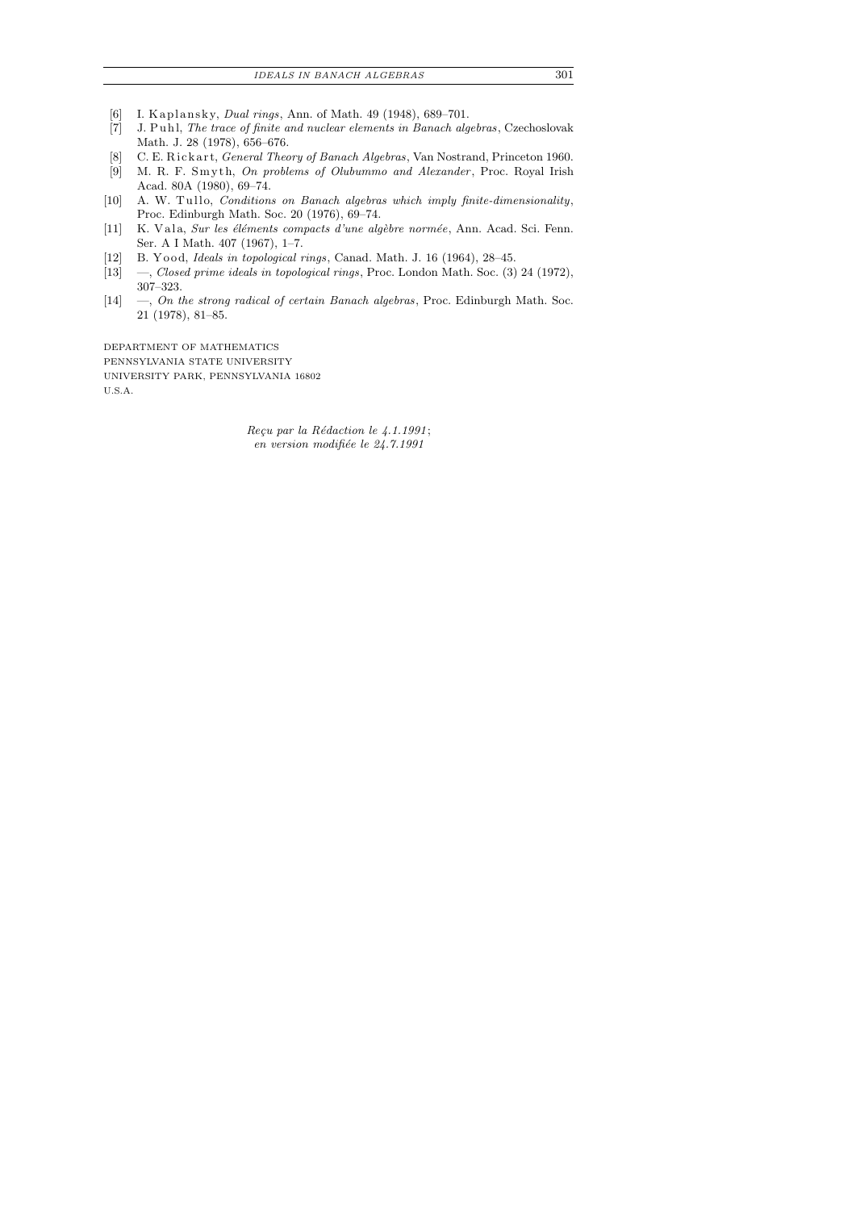[6] I. Kaplansky, *Dual rings*, Ann. of Math. 49 (1948), 689–701.

[7] J. Puhl, *The trace of finite and nuclear elements in Banach algebras*, Czechoslovak Math. J. 28 (1978), 656–676.

[8] C. E. Rickart, *General Theory of Banach Algebras*, Van Nostrand, Princeton 1960.

[9] M. R. F. Smyth, *On problems of Olubummo and Alexander*, Proc. Royal Irish Acad. 80A (1980), 69–74.

[10] A. W. Tullo, *Conditions on Banach algebras which imply finite-dimensionality*, Proc. Edinburgh Math. Soc. 20 (1976), 69–74.

[11] K. Vala, *Sur les éléments compacts d'une algèbre normée*, Ann. Acad. Sci. Fenn. Ser. A I Math. 407 (1967), 1–7.

[12] B. Yood, *Ideals in topological rings*, Canad. Math. J. 16 (1964), 28–45.

[13] —, *Closed prime ideals in topological rings*, Proc. London Math. Soc. (3) 24 (1972), 307–323.

[14] —, *On the strong radical of certain Banach algebras*, Proc. Edinburgh Math. Soc. 21 (1978), 81–85.

DEPARTMENT OF MATHEMATICS
PENNSYLVANIA STATE UNIVERSITY
UNIVERSITY PARK, PENNSYLVANIA 16802
U.S.A.

*Reçu par la Rédaction le 4.1.1991;*
*en version modifiée le 24.7.1991*